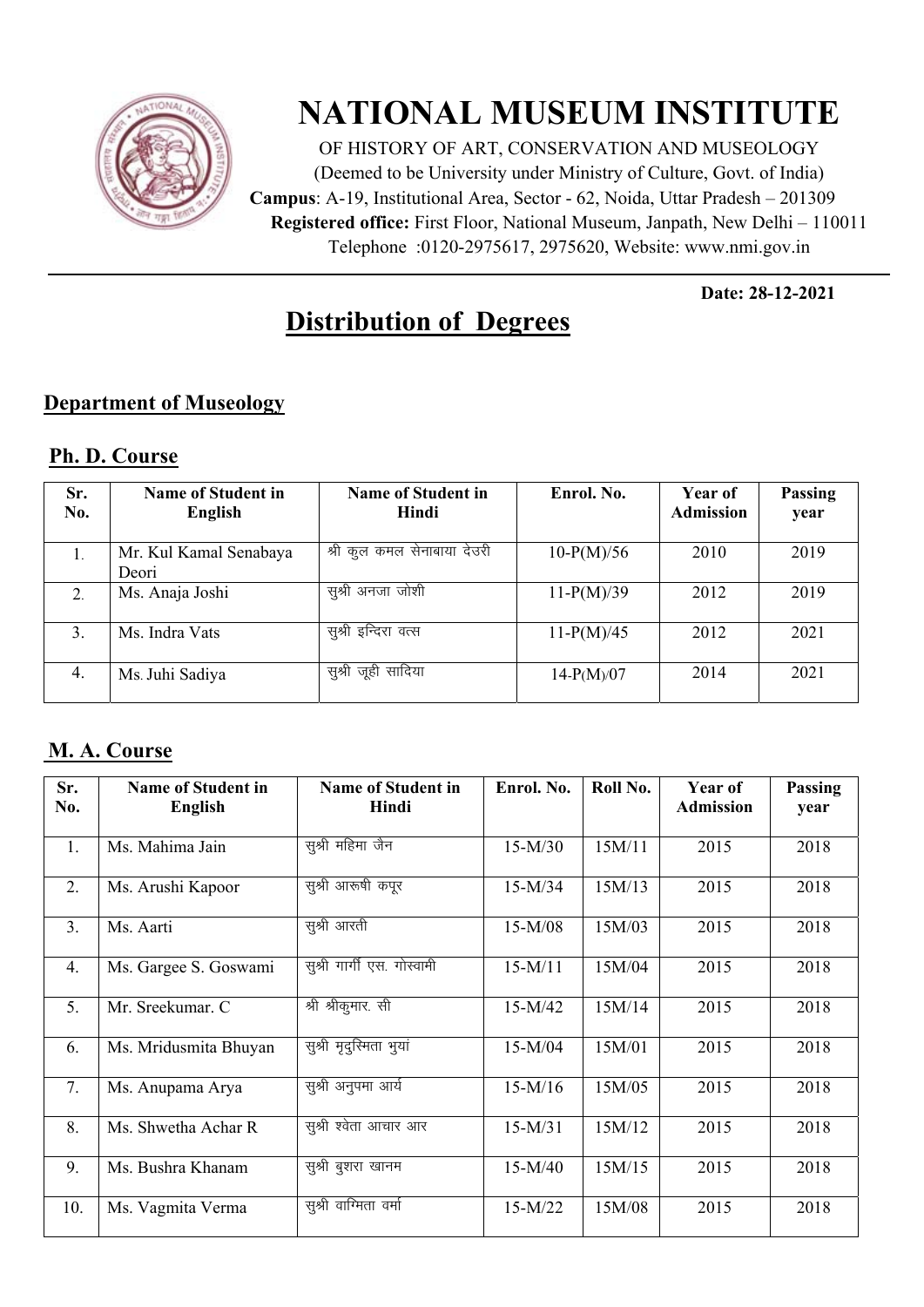# NATIONAL MUSEUM INSTITUTE

OF HISTORY OF ART, CONSERVATION AND MUSEOLOGY
(Deemed to be University under Ministry of Culture, Govt. of India)
**Campus**: A-19, Institutional Area, Sector - 62, Noida, Uttar Pradesh – 201309
**Registered office:** First Floor, National Museum, Janpath, New Delhi – 110011
Telephone :0120-2975617, 2975620, Website: www.nmi.gov.in

**Date: 28-12-2021**

## Distribution of Degrees

### Department of Museology

#### Ph. D. Course

| Sr. No. | Name of Student in English | Name of Student in Hindi | Enrol. No. | Year of Admission | Passing year |
|---|---|---|---|---|---|
| 1. | Mr. Kul Kamal Senabaya Deori | श्री कुल कमल सेनाबाया देउरी | 10-P(M)/56 | 2010 | 2019 |
| 2. | Ms. Anaja Joshi | सुश्री अनजा जोशी | 11-P(M)/39 | 2012 | 2019 |
| 3. | Ms. Indra Vats | सुश्री इन्दिरा वत्स | 11-P(M)/45 | 2012 | 2021 |
| 4. | Ms. Juhi Sadiya | सुश्री जूही सादिया | 14-P(M)/07 | 2014 | 2021 |

#### M. A. Course

| Sr. No. | Name of Student in English | Name of Student in Hindi | Enrol. No. | Roll No. | Year of Admission | Passing year |
|---|---|---|---|---|---|---|
| 1. | Ms. Mahima Jain | सुश्री महिमा जैन | 15-M/30 | 15M/11 | 2015 | 2018 |
| 2. | Ms. Arushi Kapoor | सुश्री आरूषी कपूर | 15-M/34 | 15M/13 | 2015 | 2018 |
| 3. | Ms. Aarti | सुश्री आरती | 15-M/08 | 15M/03 | 2015 | 2018 |
| 4. | Ms. Gargee S. Goswami | सुश्री गार्गी एस. गोस्वामी | 15-M/11 | 15M/04 | 2015 | 2018 |
| 5. | Mr. Sreekumar. C | श्री श्रीकुमार. सी | 15-M/42 | 15M/14 | 2015 | 2018 |
| 6. | Ms. Mridusmita Bhuyan | सुश्री मृदुस्मिता भुयां | 15-M/04 | 15M/01 | 2015 | 2018 |
| 7. | Ms. Anupama Arya | सुश्री अनुपमा आर्य | 15-M/16 | 15M/05 | 2015 | 2018 |
| 8. | Ms. Shwetha Achar R | सुश्री श्वेता आचार आर | 15-M/31 | 15M/12 | 2015 | 2018 |
| 9. | Ms. Bushra Khanam | सुश्री बुशरा खानम | 15-M/40 | 15M/15 | 2015 | 2018 |
| 10. | Ms. Vagmita Verma | सुश्री वाग्मिता वर्मा | 15-M/22 | 15M/08 | 2015 | 2018 |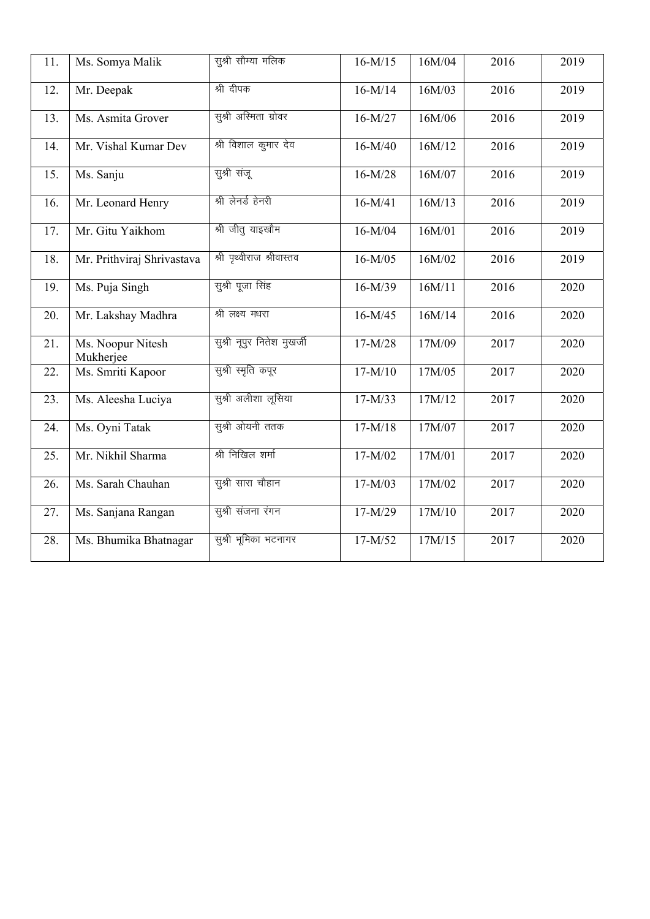| | | | | | | |
|---|---|---|---|---|---|---|
| 11. | Ms. Somya Malik | सुश्री सौम्या मलिक | 16-M/15 | 16M/04 | 2016 | 2019 |
| 12. | Mr. Deepak | श्री दीपक | 16-M/14 | 16M/03 | 2016 | 2019 |
| 13. | Ms. Asmita Grover | सुश्री अस्मिता ग्रोवर | 16-M/27 | 16M/06 | 2016 | 2019 |
| 14. | Mr. Vishal Kumar Dev | श्री विशाल कुमार देव | 16-M/40 | 16M/12 | 2016 | 2019 |
| 15. | Ms. Sanju | सुश्री संजू | 16-M/28 | 16M/07 | 2016 | 2019 |
| 16. | Mr. Leonard Henry | श्री लेनर्ड हेनरी | 16-M/41 | 16M/13 | 2016 | 2019 |
| 17. | Mr. Gitu Yaikhom | श्री जीतु याइखोम | 16-M/04 | 16M/01 | 2016 | 2019 |
| 18. | Mr. Prithviraj Shrivastava | श्री पृथ्वीराज श्रीवास्तव | 16-M/05 | 16M/02 | 2016 | 2019 |
| 19. | Ms. Puja Singh | सुश्री पूजा सिंह | 16-M/39 | 16M/11 | 2016 | 2020 |
| 20. | Mr. Lakshay Madhra | श्री लक्ष्य मधरा | 16-M/45 | 16M/14 | 2016 | 2020 |
| 21. | Ms. Noopur Nitesh Mukherjee | सुश्री नूपुर नितेश मुखर्जी | 17-M/28 | 17M/09 | 2017 | 2020 |
| 22. | Ms. Smriti Kapoor | सुश्री स्मृति कपूर | 17-M/10 | 17M/05 | 2017 | 2020 |
| 23. | Ms. Aleesha Luciya | सुश्री अलीशा लूसिया | 17-M/33 | 17M/12 | 2017 | 2020 |
| 24. | Ms. Oyni Tatak | सुश्री ओयनी ततक | 17-M/18 | 17M/07 | 2017 | 2020 |
| 25. | Mr. Nikhil Sharma | श्री निखिल शर्मा | 17-M/02 | 17M/01 | 2017 | 2020 |
| 26. | Ms. Sarah Chauhan | सुश्री सारा चौहान | 17-M/03 | 17M/02 | 2017 | 2020 |
| 27. | Ms. Sanjana Rangan | सुश्री संजना रंगन | 17-M/29 | 17M/10 | 2017 | 2020 |
| 28. | Ms. Bhumika Bhatnagar | सुश्री भूमिका भटनागर | 17-M/52 | 17M/15 | 2017 | 2020 |